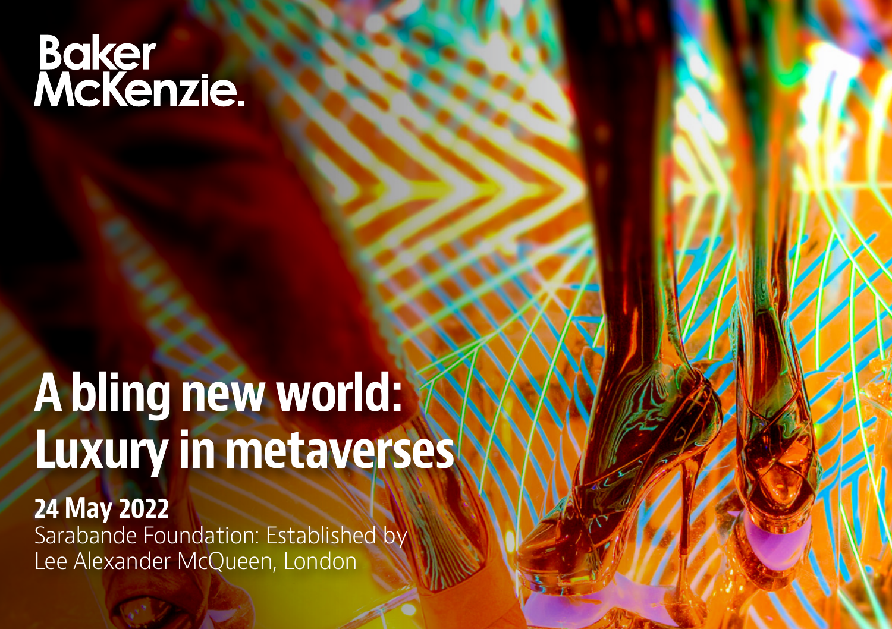Baker McKenzie.

# A bling new world: Luxury in metaverses

**24 May 2022**

Sarabande Foundation: Established by Lee Alexander McQueen, London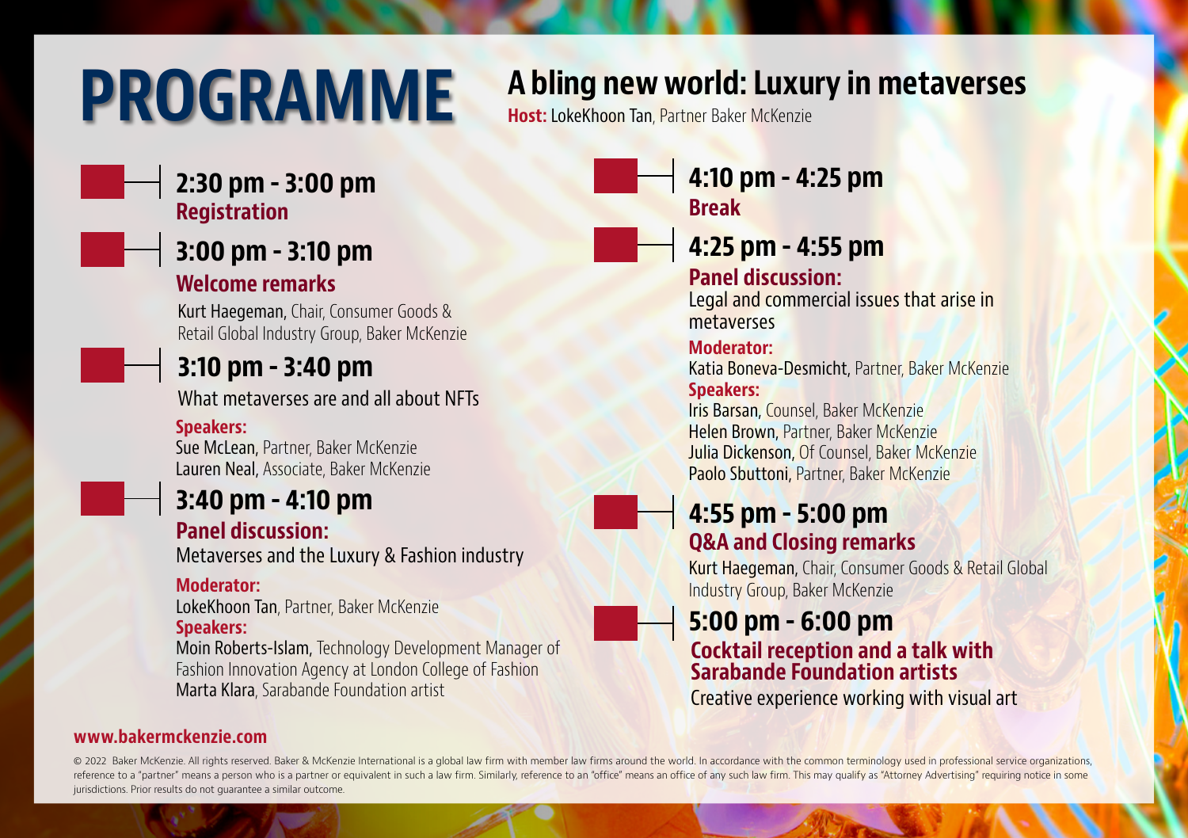# PROGRAMME

## A bling new world: Luxury in metaverses

**Host:** LokeKhoon Tan, Partner Baker McKenzie

### 2:30 pm - 3:00 pm

**Registration**

### 3:00 pm - 3:10 pm

**Welcome remarks**

Kurt Haegeman, Chair, Consumer Goods & Retail Global Industry Group, Baker McKenzie

### 3:10 pm - 3:40 pm

What metaverses are and all about NFTs

**Speakers:**
Sue McLean, Partner, Baker McKenzie
Lauren Neal, Associate, Baker McKenzie

### 3:40 pm - 4:10 pm

**Panel discussion:**
Metaverses and the Luxury & Fashion industry

**Moderator:**
LokeKhoon Tan, Partner, Baker McKenzie

**Speakers:**
Moin Roberts-Islam, Technology Development Manager of Fashion Innovation Agency at London College of Fashion
Marta Klara, Sarabande Foundation artist

### 4:10 pm - 4:25 pm

**Break**

### 4:25 pm - 4:55 pm

**Panel discussion:**
Legal and commercial issues that arise in metaverses

**Moderator:**
Katia Boneva-Desmicht, Partner, Baker McKenzie

**Speakers:**
Iris Barsan, Counsel, Baker McKenzie
Helen Brown, Partner, Baker McKenzie
Julia Dickenson, Of Counsel, Baker McKenzie
Paolo Sbuttoni, Partner, Baker McKenzie

### 4:55 pm - 5:00 pm

**Q&A and Closing remarks**

Kurt Haegeman, Chair, Consumer Goods & Retail Global Industry Group, Baker McKenzie

### 5:00 pm - 6:00 pm

**Cocktail reception and a talk with Sarabande Foundation artists**

Creative experience working with visual art

**www.bakermckenzie.com**

© 2022 Baker McKenzie. All rights reserved. Baker & McKenzie International is a global law firm with member law firms around the world. In accordance with the common terminology used in professional service organizations, reference to a "partner" means a person who is a partner or equivalent in such a law firm. Similarly, reference to an "office" means an office of any such law firm. This may qualify as "Attorney Advertising" requiring notice in some jurisdictions. Prior results do not guarantee a similar outcome.